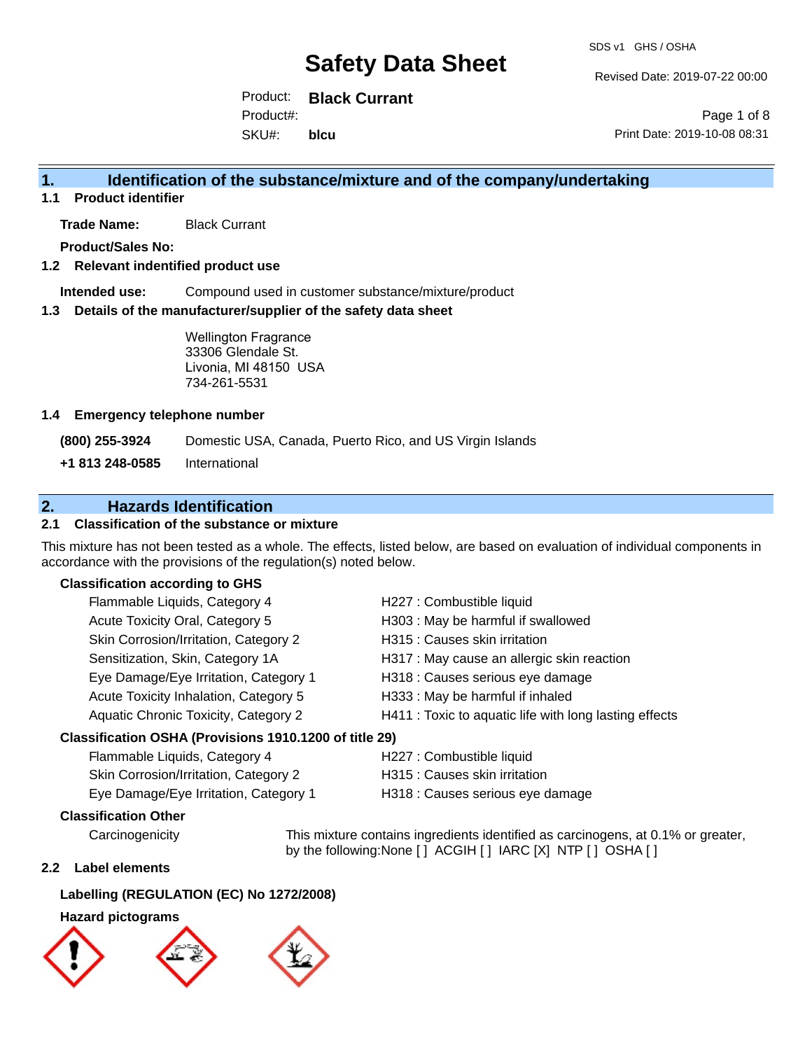# Safety Data Sheet

SDS v1 GHS / OSHA

Revised Date: 2019-07-22 00:00

Product: **Black Current**

Product#:

SKU#: **blcu**

Print Date: 2019-10-08 08:31

## 1. Identification of the substance/mixture and of the company/undertaking

### 1.1 Product identifier

**Trade Name:** Black Current

**Product/Sales No:**

### 1.2 Relevant indentified product use

**Intended use:** Compound used in customer substance/mixture/product

### 1.3 Details of the manufacturer/supplier of the safety data sheet

Wellington Fragrance
33306 Glendale St.
Livonia, MI 48150 USA
734-261-5531

### 1.4 Emergency telephone number

| | |
|---|---|
| **(800) 255-3924** | Domestic USA, Canada, Puerto Rico, and US Virgin Islands |
| **+1 813 248-0585** | International |

## 2. Hazards Identification

### 2.1 Classification of the substance or mixture

This mixture has not been tested as a whole. The effects, listed below, are based on evaluation of individual components in accordance with the provisions of the regulation(s) noted below.

**Classification according to GHS**

| | |
|---|---|
| Flammable Liquids, Category 4 | H227 : Combustible liquid |
| Acute Toxicity Oral, Category 5 | H303 : May be harmful if swallowed |
| Skin Corrosion/Irritation, Category 2 | H315 : Causes skin irritation |
| Sensitization, Skin, Category 1A | H317 : May cause an allergic skin reaction |
| Eye Damage/Eye Irritation, Category 1 | H318 : Causes serious eye damage |
| Acute Toxicity Inhalation, Category 5 | H333 : May be harmful if inhaled |
| Aquatic Chronic Toxicity, Category 2 | H411 : Toxic to aquatic life with long lasting effects |

**Classification OSHA (Provisions 1910.1200 of title 29)**

| | |
|---|---|
| Flammable Liquids, Category 4 | H227 : Combustible liquid |
| Skin Corrosion/Irritation, Category 2 | H315 : Causes skin irritation |
| Eye Damage/Eye Irritation, Category 1 | H318 : Causes serious eye damage |

**Classification Other**

Carcinogenicity: This mixture contains ingredients identified as carcinogens, at 0.1% or greater, by the following:None [ ] ACGIH [ ] IARC [X] NTP [ ] OSHA [ ]

### 2.2 Label elements

**Labelling (REGULATION (EC) No 1272/2008)**

**Hazard pictograms**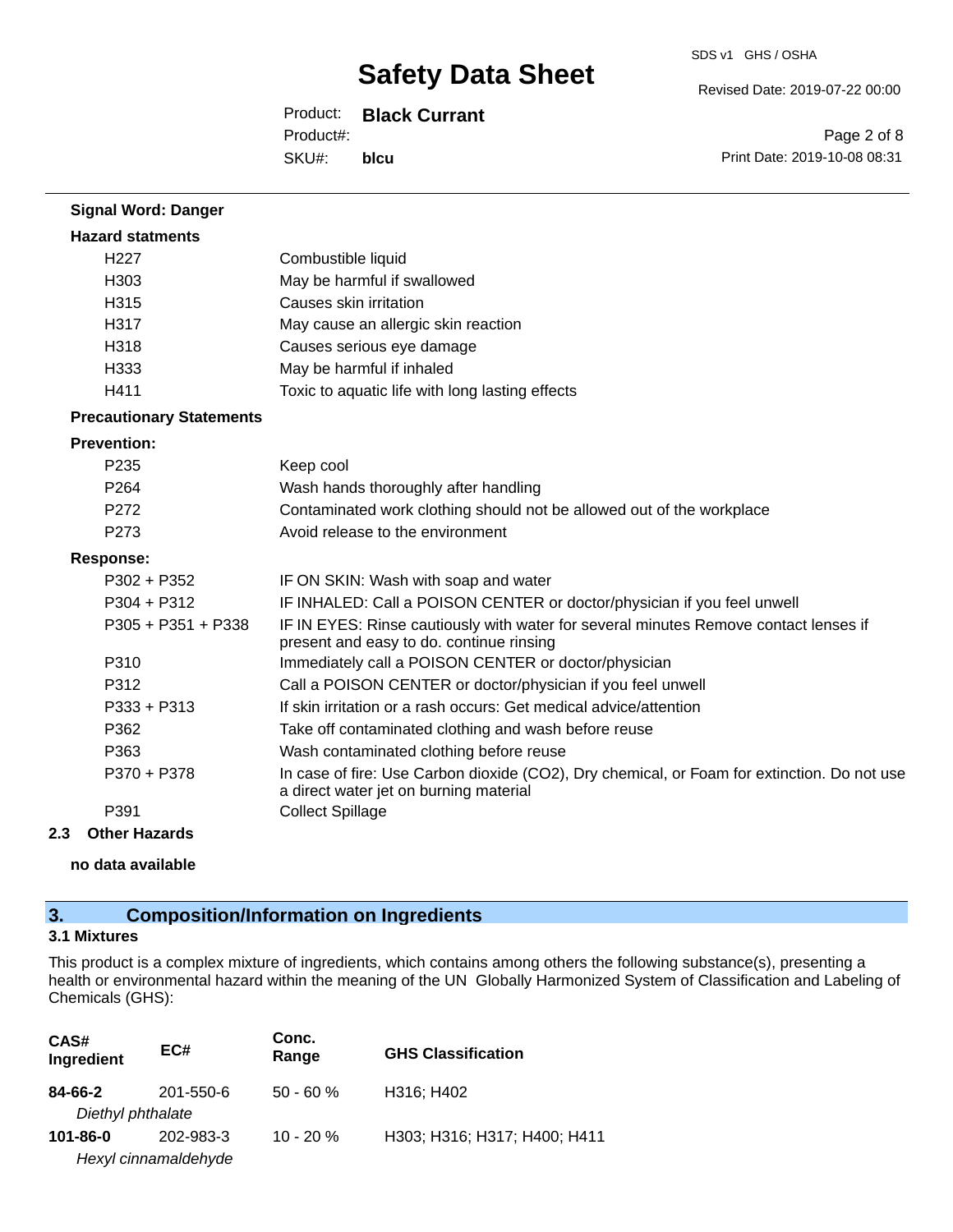**Signal Word: Danger**

**Hazard statments**

| | |
|---|---|
| H227 | Combustible liquid |
| H303 | May be harmful if swallowed |
| H315 | Causes skin irritation |
| H317 | May cause an allergic skin reaction |
| H318 | Causes serious eye damage |
| H333 | May be harmful if inhaled |
| H411 | Toxic to aquatic life with long lasting effects |

**Precautionary Statements**

**Prevention:**

| | |
|---|---|
| P235 | Keep cool |
| P264 | Wash hands thoroughly after handling |
| P272 | Contaminated work clothing should not be allowed out of the workplace |
| P273 | Avoid release to the environment |

**Response:**

| | |
|---|---|
| P302 + P352 | IF ON SKIN: Wash with soap and water |
| P304 + P312 | IF INHALED: Call a POISON CENTER or doctor/physician if you feel unwell |
| P305 + P351 + P338 | IF IN EYES: Rinse cautiously with water for several minutes Remove contact lenses if present and easy to do. continue rinsing |
| P310 | Immediately call a POISON CENTER or doctor/physician |
| P312 | Call a POISON CENTER or doctor/physician if you feel unwell |
| P333 + P313 | If skin irritation or a rash occurs: Get medical advice/attention |
| P362 | Take off contaminated clothing and wash before reuse |
| P363 | Wash contaminated clothing before reuse |
| P370 + P378 | In case of fire: Use Carbon dioxide ($CO_2$), Dry chemical, or Foam for extinction. Do not use a direct water jet on burning material |
| P391 | Collect Spillage |

**2.3 Other Hazards**

**no data available**

## 3. Composition/Information on Ingredients

### 3.1 Mixtures

This product is a complex mixture of ingredients, which contains among others the following substance(s), presenting a health or environmental hazard within the meaning of the UN Globally Harmonized System of Classification and Labeling of Chemicals (GHS):

| CAS# Ingredient | EC# | Conc. Range | GHS Classification |
|---|---|---|---|
| **84-66-2** *Diethyl phthalate* | 201-550-6 | 50 - 60 % | H316; H402 |
| **101-86-0** *Hexyl cinnamaldehyde* | 202-983-3 | 10 - 20 % | H303; H316; H317; H400; H411 |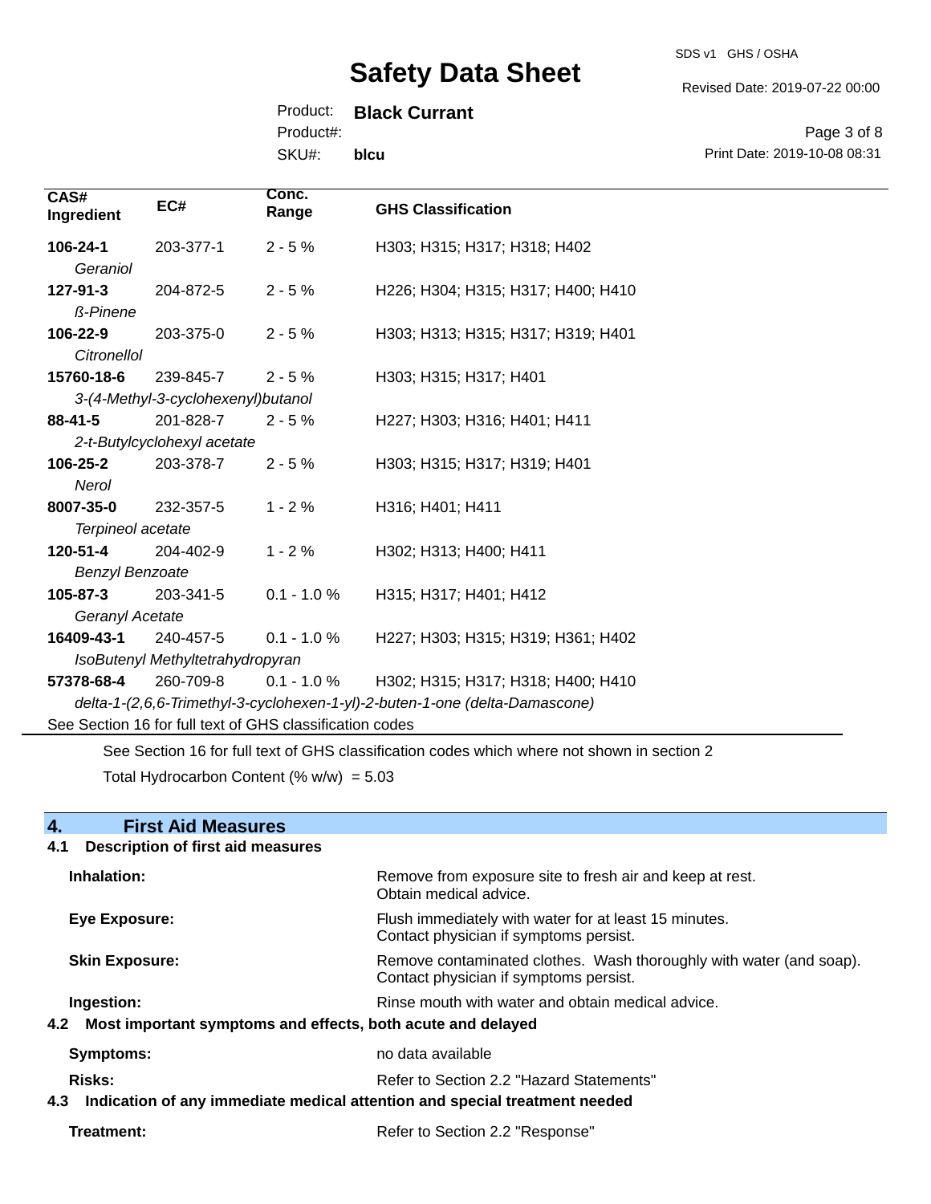| CAS# Ingredient | EC# | Conc. Range | GHS Classification |
|---|---|---|---|
| **106-24-1** *Geraniol* | 203-377-1 | 2 - 5 % | H303; H315; H317; H318; H402 |
| **127-91-3** *ß-Pinene* | 204-872-5 | 2 - 5 % | H226; H304; H315; H317; H400; H410 |
| **106-22-9** *Citronellol* | 203-375-0 | 2 - 5 % | H303; H313; H315; H317; H319; H401 |
| **15760-18-6** *3-(4-Methyl-3-cyclohexenyl)butanol* | 239-845-7 | 2 - 5 % | H303; H315; H317; H401 |
| **88-41-5** *2-t-Butylcyclohexyl acetate* | 201-828-7 | 2 - 5 % | H227; H303; H316; H401; H411 |
| **106-25-2** *Nerol* | 203-378-7 | 2 - 5 % | H303; H315; H317; H319; H401 |
| **8007-35-0** *Terpineol acetate* | 232-357-5 | 1 - 2 % | H316; H401; H411 |
| **120-51-4** *Benzyl Benzoate* | 204-402-9 | 1 - 2 % | H302; H313; H400; H411 |
| **105-87-3** *Geranyl Acetate* | 203-341-5 | 0.1 - 1.0 % | H315; H317; H401; H412 |
| **16409-43-1** *IsoButenyl Methyltetrahydropyran* | 240-457-5 | 0.1 - 1.0 % | H227; H303; H315; H319; H361; H402 |
| **57378-68-4** *delta-1-(2,6,6-Trimethyl-3-cyclohexen-1-yl)-2-buten-1-one (delta-Damascone)* | 260-709-8 | 0.1 - 1.0 % | H302; H315; H317; H318; H400; H410 |

See Section 16 for full text of GHS classification codes

See Section 16 for full text of GHS classification codes which where not shown in section 2

Total Hydrocarbon Content (% w/w) = 5.03

## 4. First Aid Measures

### 4.1 Description of first aid measures

**Inhalation:** Remove from exposure site to fresh air and keep at rest. Obtain medical advice.

**Eye Exposure:** Flush immediately with water for at least 15 minutes. Contact physician if symptoms persist.

**Skin Exposure:** Remove contaminated clothes. Wash thoroughly with water (and soap). Contact physician if symptoms persist.

**Ingestion:** Rinse mouth with water and obtain medical advice.

### 4.2 Most important symptoms and effects, both acute and delayed

**Symptoms:** no data available

**Risks:** Refer to Section 2.2 "Hazard Statements"

### 4.3 Indication of any immediate medical attention and special treatment needed

**Treatment:** Refer to Section 2.2 "Response"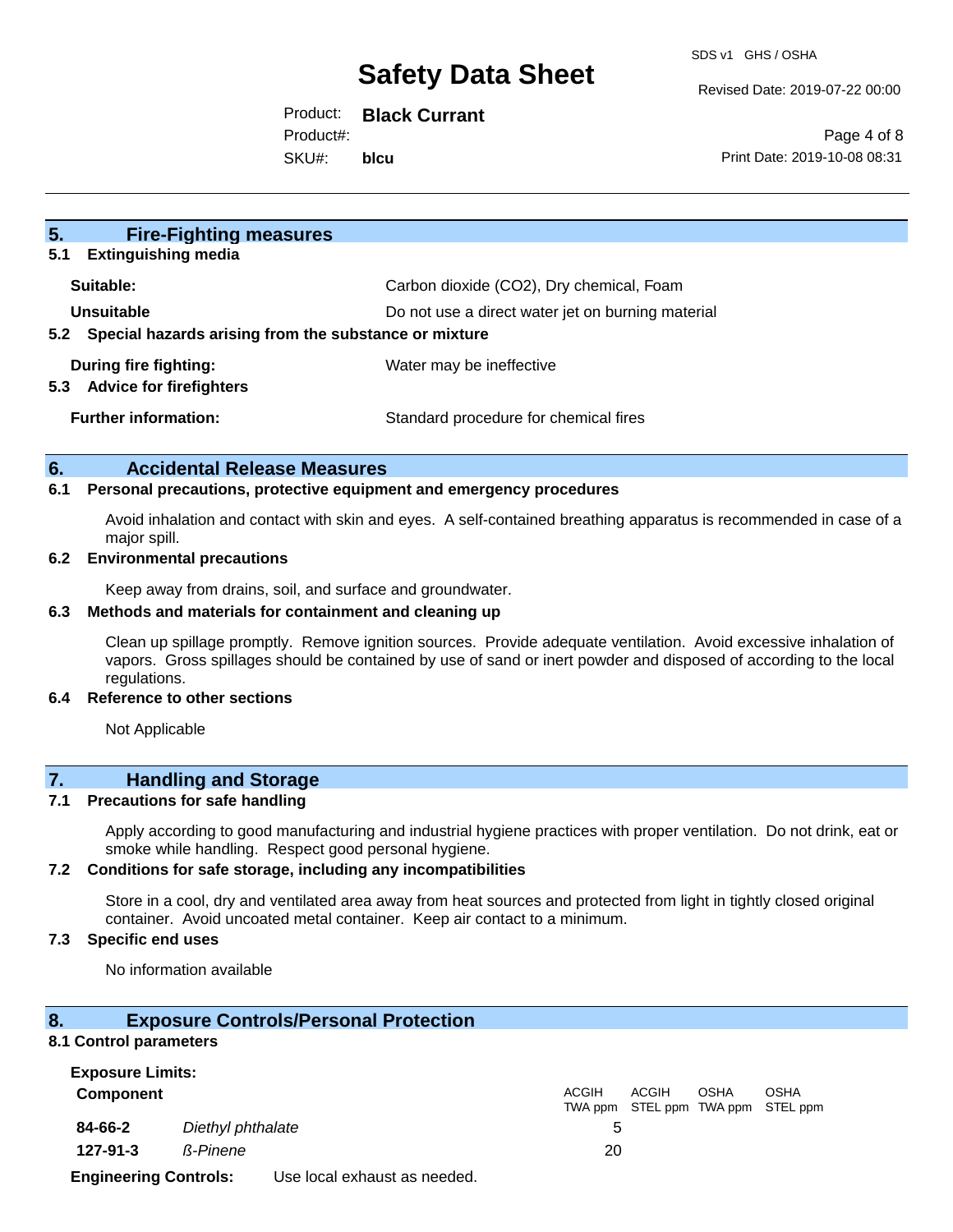## 5. Fire-Fighting measures

### 5.1 Extinguishing media

| | |
|---|---|
| **Suitable:** | Carbon dioxide ($CO_2$), Dry chemical, Foam |
| **Unsuitable** | Do not use a direct water jet on burning material |

### 5.2 Special hazards arising from the substance or mixture

| | |
|---|---|
| **During fire fighting:** | Water may be ineffective |

### 5.3 Advice for firefighters

| | |
|---|---|
| **Further information:** | Standard procedure for chemical fires |

## 6. Accidental Release Measures

### 6.1 Personal precautions, protective equipment and emergency procedures

Avoid inhalation and contact with skin and eyes. A self-contained breathing apparatus is recommended in case of a major spill.

### 6.2 Environmental precautions

Keep away from drains, soil, and surface and groundwater.

### 6.3 Methods and materials for containment and cleaning up

Clean up spillage promptly. Remove ignition sources. Provide adequate ventilation. Avoid excessive inhalation of vapors. Gross spillages should be contained by use of sand or inert powder and disposed of according to the local regulations.

### 6.4 Reference to other sections

Not Applicable

## 7. Handling and Storage

### 7.1 Precautions for safe handling

Apply according to good manufacturing and industrial hygiene practices with proper ventilation. Do not drink, eat or smoke while handling. Respect good personal hygiene.

### 7.2 Conditions for safe storage, including any incompatibilities

Store in a cool, dry and ventilated area away from heat sources and protected from light in tightly closed original container. Avoid uncoated metal container. Keep air contact to a minimum.

### 7.3 Specific end uses

No information available

## 8. Exposure Controls/Personal Protection

### 8.1 Control parameters

**Exposure Limits:**

| Component | | ACGIH TWA ppm | ACGIH STEL ppm | OSHA TWA ppm | OSHA STEL ppm |
|---|---|---|---|---|---|
| **84-66-2** | *Diethyl phthalate* | 5 | | | |
| **127-91-3** | *ß-Pinene* | 20 | | | |

**Engineering Controls:** Use local exhaust as needed.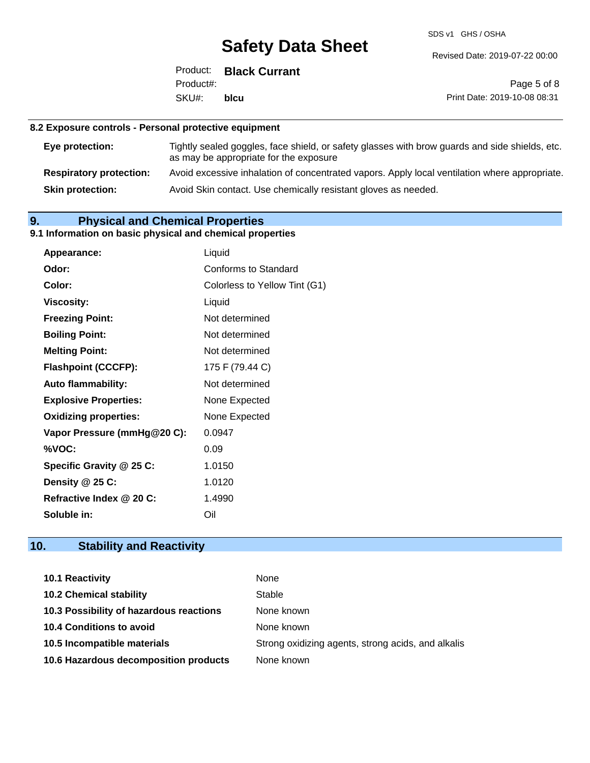### 8.2 Exposure controls - Personal protective equipment

| | |
|---|---|
| **Eye protection:** | Tightly sealed goggles, face shield, or safety glasses with brow guards and side shields, etc. as may be appropriate for the exposure |
| **Respiratory protection:** | Avoid excessive inhalation of concentrated vapors. Apply local ventilation where appropriate. |
| **Skin protection:** | Avoid Skin contact. Use chemically resistant gloves as needed. |

## 9. Physical and Chemical Properties

### 9.1 Information on basic physical and chemical properties

| | |
|---|---|
| **Appearance:** | Liquid |
| **Odor:** | Conforms to Standard |
| **Color:** | Colorless to Yellow Tint (G1) |
| **Viscosity:** | Liquid |
| **Freezing Point:** | Not determined |
| **Boiling Point:** | Not determined |
| **Melting Point:** | Not determined |
| **Flashpoint (CCCFP):** | 175 F (79.44 C) |
| **Auto flammability:** | Not determined |
| **Explosive Properties:** | None Expected |
| **Oxidizing properties:** | None Expected |
| **Vapor Pressure (mmHg@20 C):** | 0.0947 |
| **%VOC:** | 0.09 |
| **Specific Gravity @ 25 C:** | 1.0150 |
| **Density @ 25 C:** | 1.0120 |
| **Refractive Index @ 20 C:** | 1.4990 |
| **Soluble in:** | Oil |

## 10. Stability and Reactivity

| | |
|---|---|
| **10.1 Reactivity** | None |
| **10.2 Chemical stability** | Stable |
| **10.3 Possibility of hazardous reactions** | None known |
| **10.4 Conditions to avoid** | None known |
| **10.5 Incompatible materials** | Strong oxidizing agents, strong acids, and alkalis |
| **10.6 Hazardous decomposition products** | None known |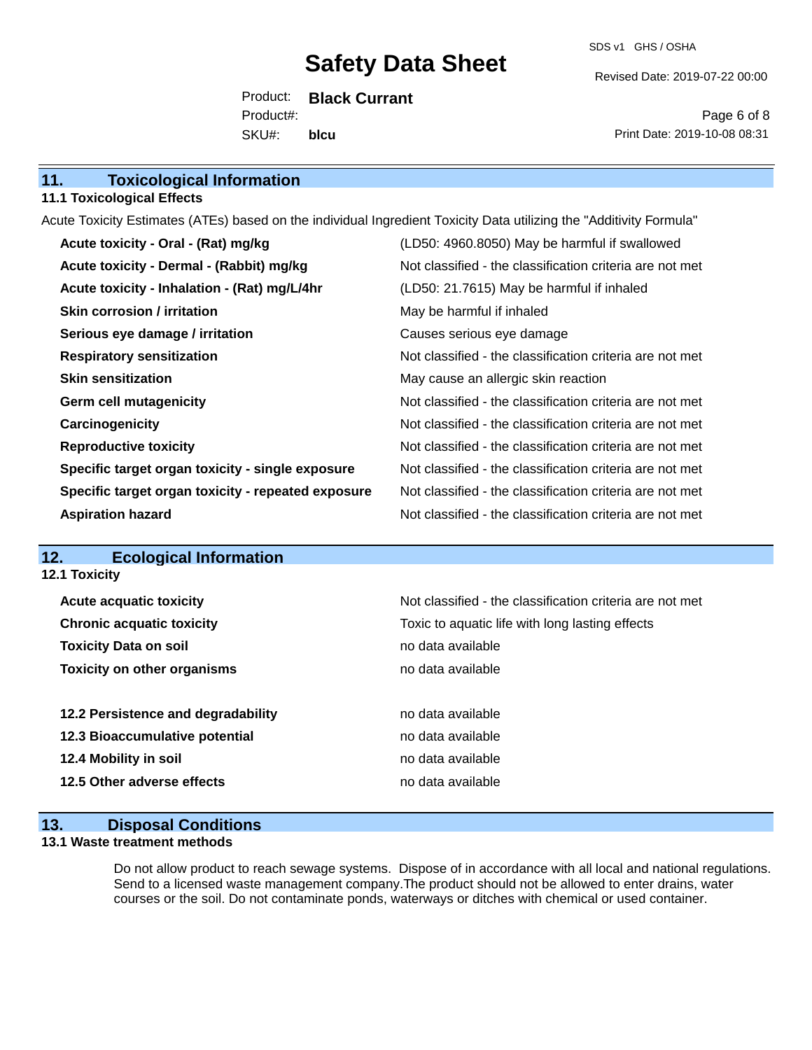## 11. Toxicological Information

### 11.1 Toxicological Effects

Acute Toxicity Estimates (ATEs) based on the individual Ingredient Toxicity Data utilizing the "Additivity Formula"

| | |
|---|---|
| **Acute toxicity - Oral - (Rat) mg/kg** | (LD50: 4960.8050) May be harmful if swallowed |
| **Acute toxicity - Dermal - (Rabbit) mg/kg** | Not classified - the classification criteria are not met |
| **Acute toxicity - Inhalation - (Rat) mg/L/4hr** | (LD50: 21.7615) May be harmful if inhaled |
| **Skin corrosion / irritation** | May be harmful if inhaled |
| **Serious eye damage / irritation** | Causes serious eye damage |
| **Respiratory sensitization** | Not classified - the classification criteria are not met |
| **Skin sensitization** | May cause an allergic skin reaction |
| **Germ cell mutagenicity** | Not classified - the classification criteria are not met |
| **Carcinogenicity** | Not classified - the classification criteria are not met |
| **Reproductive toxicity** | Not classified - the classification criteria are not met |
| **Specific target organ toxicity - single exposure** | Not classified - the classification criteria are not met |
| **Specific target organ toxicity - repeated exposure** | Not classified - the classification criteria are not met |
| **Aspiration hazard** | Not classified - the classification criteria are not met |

## 12. Ecological Information

### 12.1 Toxicity

| | |
|---|---|
| **Acute acquatic toxicity** | Not classified - the classification criteria are not met |
| **Chronic acquatic toxicity** | Toxic to aquatic life with long lasting effects |
| **Toxicity Data on soil** | no data available |
| **Toxicity on other organisms** | no data available |

| | |
|---|---|
| **12.2 Persistence and degradability** | no data available |
| **12.3 Bioaccumulative potential** | no data available |
| **12.4 Mobility in soil** | no data available |
| **12.5 Other adverse effects** | no data available |

## 13. Disposal Conditions

### 13.1 Waste treatment methods

Do not allow product to reach sewage systems. Dispose of in accordance with all local and national regulations. Send to a licensed waste management company.The product should not be allowed to enter drains, water courses or the soil. Do not contaminate ponds, waterways or ditches with chemical or used container.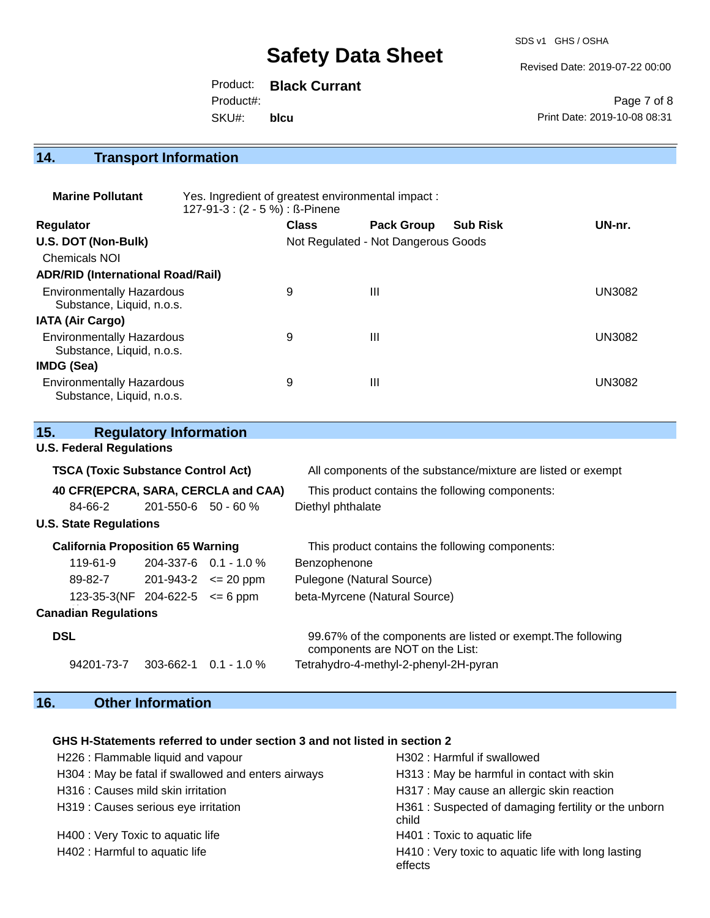## 14. Transport Information

**Marine Pollutant** Yes. Ingredient of greatest environmental impact : 127-91-3 : (2 - 5 %) : ß-Pinene

| Regulator | Class | Pack Group | Sub Risk | UN-nr. |
|---|---|---|---|---|
| **U.S. DOT (Non-Bulk)** | Not Regulated - Not Dangerous Goods | | | |
| Chemicals NOI | | | | |
| **ADR/RID (International Road/Rail)** | | | | |
| Environmentally Hazardous Substance, Liquid, n.o.s. | 9 | III | | UN3082 |
| **IATA (Air Cargo)** | | | | |
| Environmentally Hazardous Substance, Liquid, n.o.s. | 9 | III | | UN3082 |
| **IMDG (Sea)** | | | | |
| Environmentally Hazardous Substance, Liquid, n.o.s. | 9 | III | | UN3082 |

## 15. Regulatory Information

### U.S. Federal Regulations

**TSCA (Toxic Substance Control Act)** All components of the substance/mixture are listed or exempt

**40 CFR(EPCRA, SARA, CERCLA and CAA)** This product contains the following components:

| | | | |
|---|---|---|---|
| 84-66-2 | 201-550-6 | 50 - 60 % | Diethyl phthalate |

### U.S. State Regulations

**California Proposition 65 Warning** This product contains the following components:

| | | | |
|---|---|---|---|
| 119-61-9 | 204-337-6 | 0.1 - 1.0 % | Benzophenone |
| 89-82-7 | 201-943-2 | <= 20 ppm | Pulegone (Natural Source) |
| 123-35-3(NF | 204-622-5 | <= 6 ppm | beta-Myrcene (Natural Source) |

### Canadian Regulations

**DSL** 99.67% of the components are listed or exempt.The following components are NOT on the List:

| | | | |
|---|---|---|---|
| 94201-73-7 | 303-662-1 | 0.1 - 1.0 % | Tetrahydro-4-methyl-2-phenyl-2H-pyran |

## 16. Other Information

**GHS H-Statements referred to under section 3 and not listed in section 2**

- H226 : Flammable liquid and vapour
- H302 : Harmful if swallowed
- H304 : May be fatal if swallowed and enters airways
- H313 : May be harmful in contact with skin
- H316 : Causes mild skin irritation
- H317 : May cause an allergic skin reaction
- H319 : Causes serious eye irritation
- H361 : Suspected of damaging fertility or the unborn child
- H400 : Very Toxic to aquatic life
- H401 : Toxic to aquatic life
- H402 : Harmful to aquatic life
- H410 : Very toxic to aquatic life with long lasting effects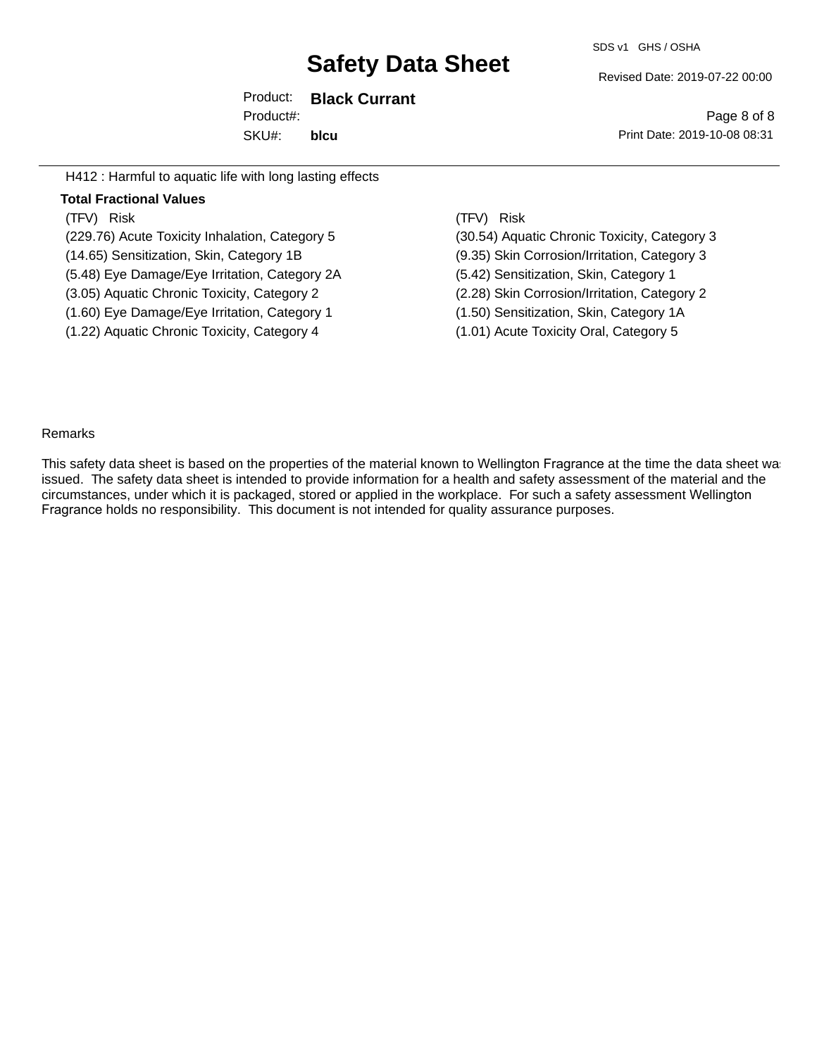H412 : Harmful to aquatic life with long lasting effects

**Total Fractional Values**

| (TFV) Risk | (TFV) Risk |
|---|---|
| (229.76) Acute Toxicity Inhalation, Category 5 | (30.54) Aquatic Chronic Toxicity, Category 3 |
| (14.65) Sensitization, Skin, Category 1B | (9.35) Skin Corrosion/Irritation, Category 3 |
| (5.48) Eye Damage/Eye Irritation, Category 2A | (5.42) Sensitization, Skin, Category 1 |
| (3.05) Aquatic Chronic Toxicity, Category 2 | (2.28) Skin Corrosion/Irritation, Category 2 |
| (1.60) Eye Damage/Eye Irritation, Category 1 | (1.50) Sensitization, Skin, Category 1A |
| (1.22) Aquatic Chronic Toxicity, Category 4 | (1.01) Acute Toxicity Oral, Category 5 |

Remarks

This safety data sheet is based on the properties of the material known to Wellington Fragrance at the time the data sheet was issued. The safety data sheet is intended to provide information for a health and safety assessment of the material and the circumstances, under which it is packaged, stored or applied in the workplace. For such a safety assessment Wellington Fragrance holds no responsibility. This document is not intended for quality assurance purposes.